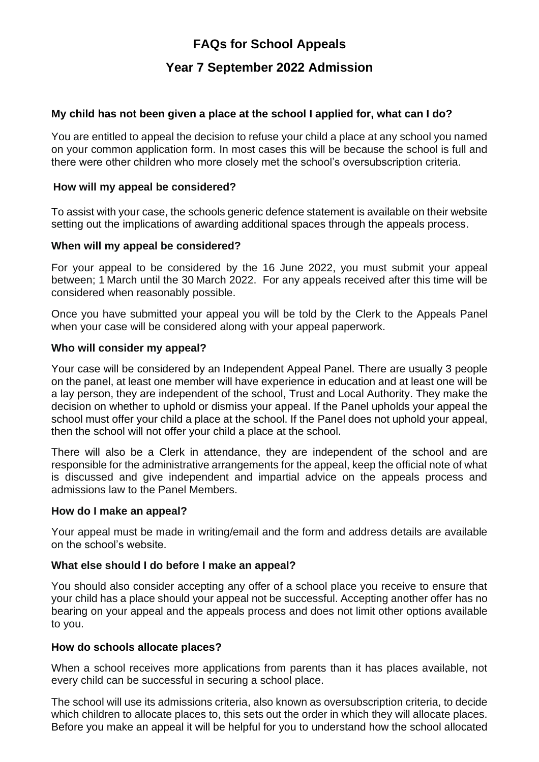# FAQs for School Appeals

## Year 7 September 2022 Admission

### My child has not been given a place at the school I applied for, what can I do?

You are entitled to appeal the decision to refuse your child a place at any school you named on your common application form. In most cases this will be because the school is full and there were other children who more closely met the school's oversubscription criteria.

### How will my appeal be considered?

To assist with your case, the schools generic defence statement is available on their website setting out the implications of awarding additional spaces through the appeals process.

### When will my appeal be considered?

For your appeal to be considered by the 16 June 2022, you must submit your appeal between; 1 March until the 30 March 2022. For any appeals received after this time will be considered when reasonably possible.

Once you have submitted your appeal you will be told by the Clerk to the Appeals Panel when your case will be considered along with your appeal paperwork.

### Who will consider my appeal?

Your case will be considered by an Independent Appeal Panel. There are usually 3 people on the panel, at least one member will have experience in education and at least one will be a lay person, they are independent of the school, Trust and Local Authority. They make the decision on whether to uphold or dismiss your appeal. If the Panel upholds your appeal the school must offer your child a place at the school. If the Panel does not uphold your appeal, then the school will not offer your child a place at the school.

There will also be a Clerk in attendance, they are independent of the school and are responsible for the administrative arrangements for the appeal, keep the official note of what is discussed and give independent and impartial advice on the appeals process and admissions law to the Panel Members.

### How do I make an appeal?

Your appeal must be made in writing/email and the form and address details are available on the school's website.

### What else should I do before I make an appeal?

You should also consider accepting any offer of a school place you receive to ensure that your child has a place should your appeal not be successful. Accepting another offer has no bearing on your appeal and the appeals process and does not limit other options available to you.

### How do schools allocate places?

When a school receives more applications from parents than it has places available, not every child can be successful in securing a school place.

The school will use its admissions criteria, also known as oversubscription criteria, to decide which children to allocate places to, this sets out the order in which they will allocate places. Before you make an appeal it will be helpful for you to understand how the school allocated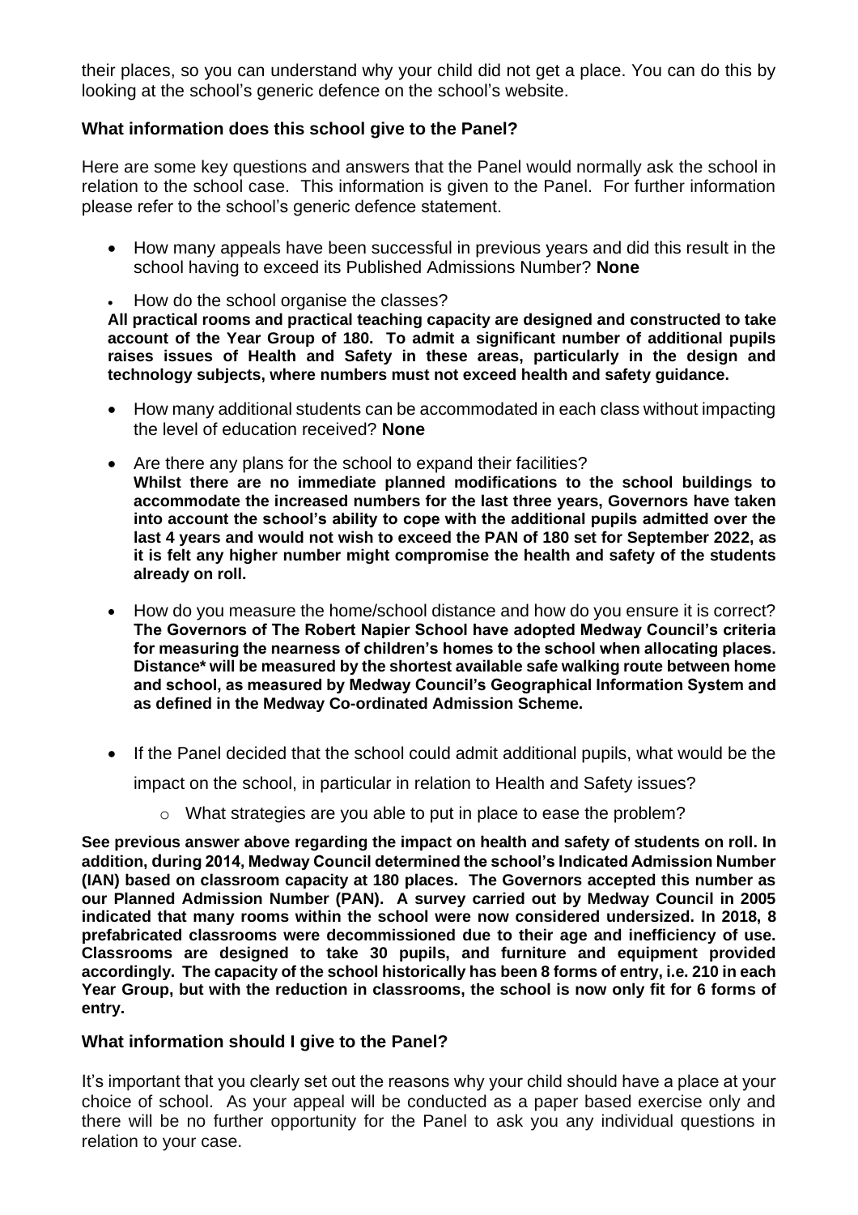their places, so you can understand why your child did not get a place. You can do this by looking at the school's generic defence on the school's website.

### What information does this school give to the Panel?

Here are some key questions and answers that the Panel would normally ask the school in relation to the school case. This information is given to the Panel. For further information please refer to the school's generic defence statement.

- How many appeals have been successful in previous years and did this result in the school having to exceed its Published Admissions Number? **None**
- How do the school organise the classes?

**All practical rooms and practical teaching capacity are designed and constructed to take account of the Year Group of 180. To admit a significant number of additional pupils raises issues of Health and Safety in these areas, particularly in the design and technology subjects, where numbers must not exceed health and safety guidance.**

- How many additional students can be accommodated in each class without impacting the level of education received? **None**
- Are there any plans for the school to expand their facilities? **Whilst there are no immediate planned modifications to the school buildings to accommodate the increased numbers for the last three years, Governors have taken into account the school's ability to cope with the additional pupils admitted over the last 4 years and would not wish to exceed the PAN of 180 set for September 2022, as it is felt any higher number might compromise the health and safety of the students already on roll.**
- How do you measure the home/school distance and how do you ensure it is correct? **The Governors of The Robert Napier School have adopted Medway Council's criteria for measuring the nearness of children's homes to the school when allocating places. Distance* will be measured by the shortest available safe walking route between home and school, as measured by Medway Council's Geographical Information System and as defined in the Medway Co-ordinated Admission Scheme.**
- If the Panel decided that the school could admit additional pupils, what would be the impact on the school, in particular in relation to Health and Safety issues?
  - What strategies are you able to put in place to ease the problem?

**See previous answer above regarding the impact on health and safety of students on roll. In addition, during 2014, Medway Council determined the school's Indicated Admission Number (IAN) based on classroom capacity at 180 places. The Governors accepted this number as our Planned Admission Number (PAN). A survey carried out by Medway Council in 2005 indicated that many rooms within the school were now considered undersized. In 2018, 8 prefabricated classrooms were decommissioned due to their age and inefficiency of use. Classrooms are designed to take 30 pupils, and furniture and equipment provided accordingly. The capacity of the school historically has been 8 forms of entry, i.e. 210 in each Year Group, but with the reduction in classrooms, the school is now only fit for 6 forms of entry.**

### What information should I give to the Panel?

It's important that you clearly set out the reasons why your child should have a place at your choice of school. As your appeal will be conducted as a paper based exercise only and there will be no further opportunity for the Panel to ask you any individual questions in relation to your case.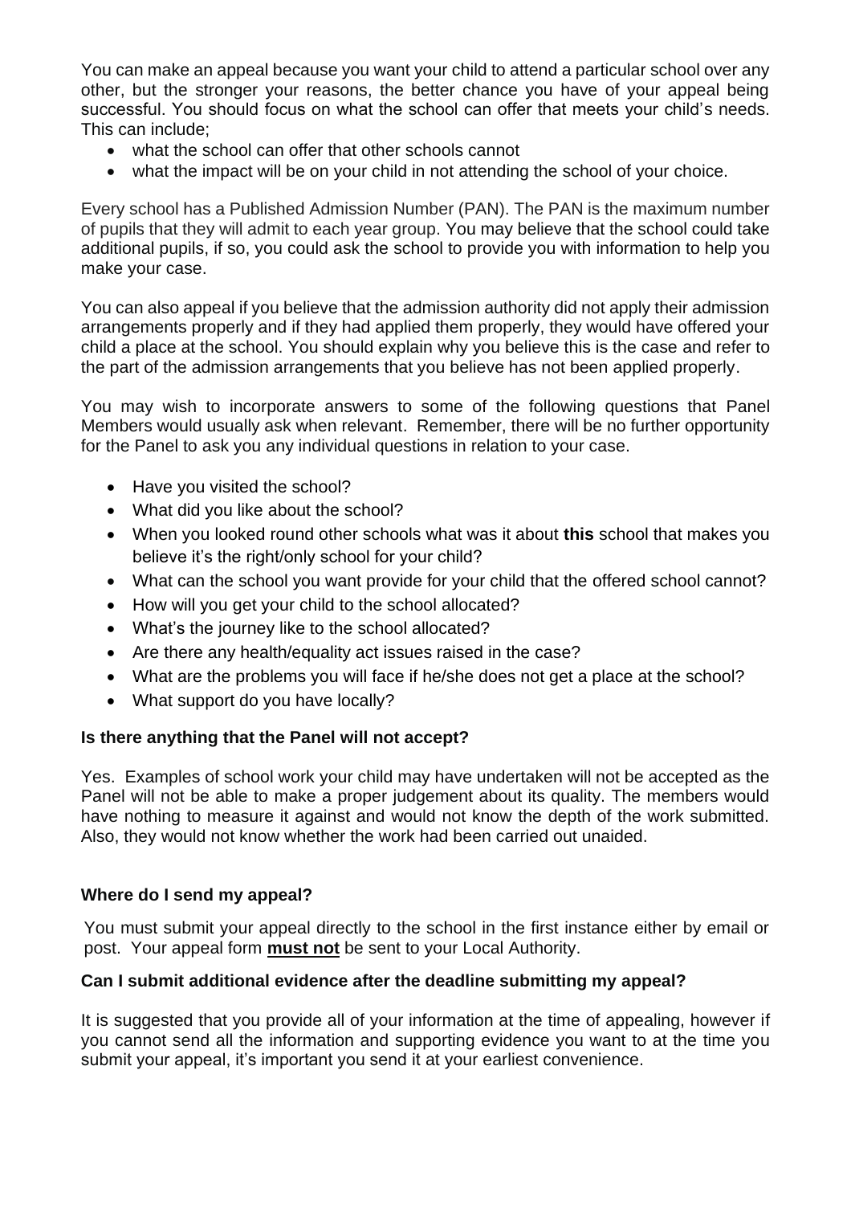You can make an appeal because you want your child to attend a particular school over any other, but the stronger your reasons, the better chance you have of your appeal being successful. You should focus on what the school can offer that meets your child's needs. This can include;

- what the school can offer that other schools cannot
- what the impact will be on your child in not attending the school of your choice.

Every school has a Published Admission Number (PAN). The PAN is the maximum number of pupils that they will admit to each year group. You may believe that the school could take additional pupils, if so, you could ask the school to provide you with information to help you make your case.

You can also appeal if you believe that the admission authority did not apply their admission arrangements properly and if they had applied them properly, they would have offered your child a place at the school. You should explain why you believe this is the case and refer to the part of the admission arrangements that you believe has not been applied properly.

You may wish to incorporate answers to some of the following questions that Panel Members would usually ask when relevant. Remember, there will be no further opportunity for the Panel to ask you any individual questions in relation to your case.

- Have you visited the school?
- What did you like about the school?
- When you looked round other schools what was it about **this** school that makes you believe it's the right/only school for your child?
- What can the school you want provide for your child that the offered school cannot?
- How will you get your child to the school allocated?
- What's the journey like to the school allocated?
- Are there any health/equality act issues raised in the case?
- What are the problems you will face if he/she does not get a place at the school?
- What support do you have locally?

**Is there anything that the Panel will not accept?**

Yes. Examples of school work your child may have undertaken will not be accepted as the Panel will not be able to make a proper judgement about its quality. The members would have nothing to measure it against and would not know the depth of the work submitted. Also, they would not know whether the work had been carried out unaided.

**Where do I send my appeal?**

You must submit your appeal directly to the school in the first instance either by email or post. Your appeal form **<u>must not</u>** be sent to your Local Authority.

**Can I submit additional evidence after the deadline submitting my appeal?**

It is suggested that you provide all of your information at the time of appealing, however if you cannot send all the information and supporting evidence you want to at the time you submit your appeal, it's important you send it at your earliest convenience.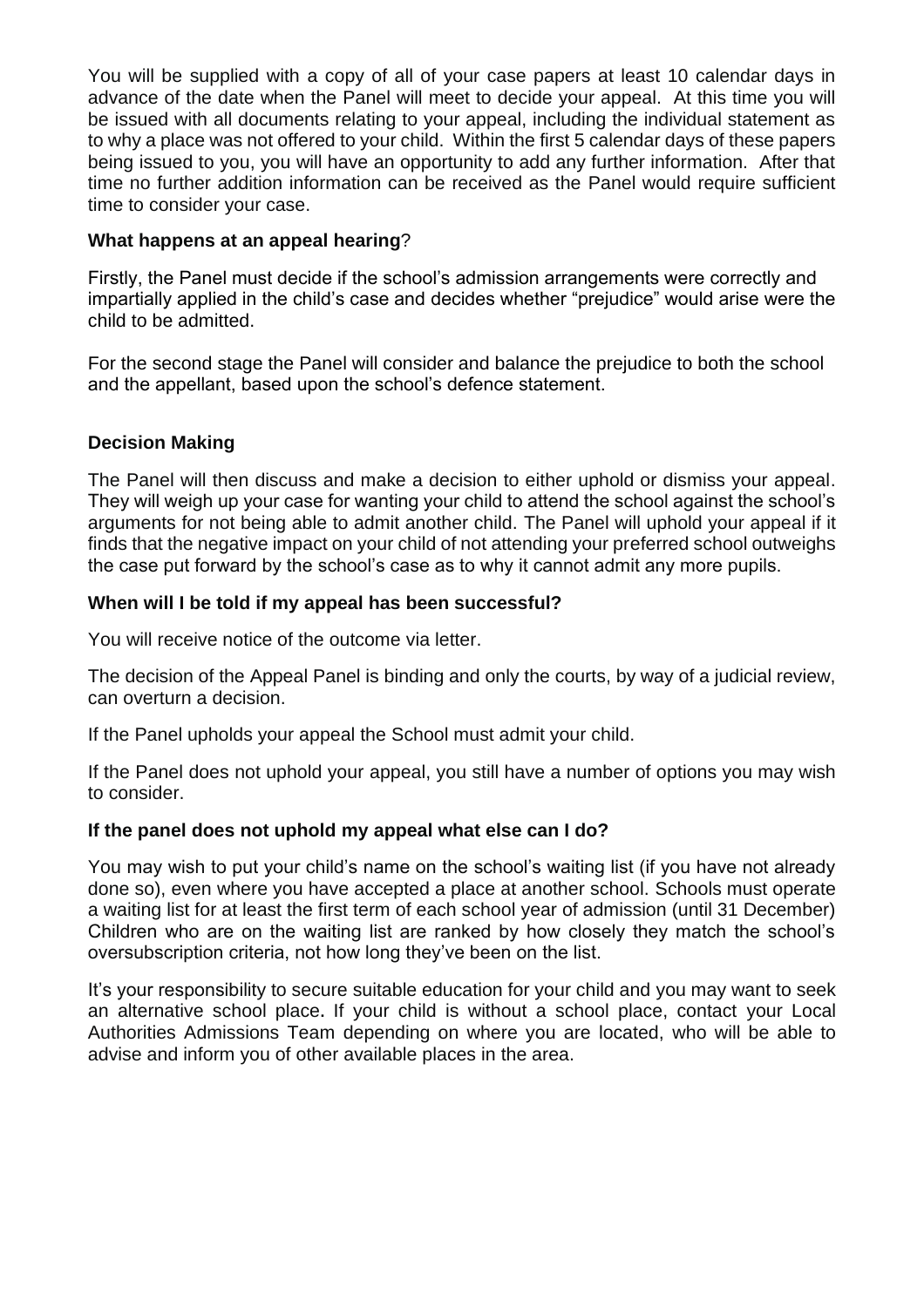You will be supplied with a copy of all of your case papers at least 10 calendar days in advance of the date when the Panel will meet to decide your appeal. At this time you will be issued with all documents relating to your appeal, including the individual statement as to why a place was not offered to your child. Within the first 5 calendar days of these papers being issued to you, you will have an opportunity to add any further information. After that time no further addition information can be received as the Panel would require sufficient time to consider your case.

**What happens at an appeal hearing**?

Firstly, the Panel must decide if the school's admission arrangements were correctly and impartially applied in the child's case and decides whether "prejudice" would arise were the child to be admitted.

For the second stage the Panel will consider and balance the prejudice to both the school and the appellant, based upon the school's defence statement.

**Decision Making**

The Panel will then discuss and make a decision to either uphold or dismiss your appeal. They will weigh up your case for wanting your child to attend the school against the school's arguments for not being able to admit another child. The Panel will uphold your appeal if it finds that the negative impact on your child of not attending your preferred school outweighs the case put forward by the school's case as to why it cannot admit any more pupils.

**When will I be told if my appeal has been successful?**

You will receive notice of the outcome via letter.

The decision of the Appeal Panel is binding and only the courts, by way of a judicial review, can overturn a decision.

If the Panel upholds your appeal the School must admit your child.

If the Panel does not uphold your appeal, you still have a number of options you may wish to consider.

**If the panel does not uphold my appeal what else can I do?**

You may wish to put your child's name on the school's waiting list (if you have not already done so), even where you have accepted a place at another school. Schools must operate a waiting list for at least the first term of each school year of admission (until 31 December) Children who are on the waiting list are ranked by how closely they match the school's oversubscription criteria, not how long they've been on the list.

It's your responsibility to secure suitable education for your child and you may want to seek an alternative school place. If your child is without a school place, contact your Local Authorities Admissions Team depending on where you are located, who will be able to advise and inform you of other available places in the area.